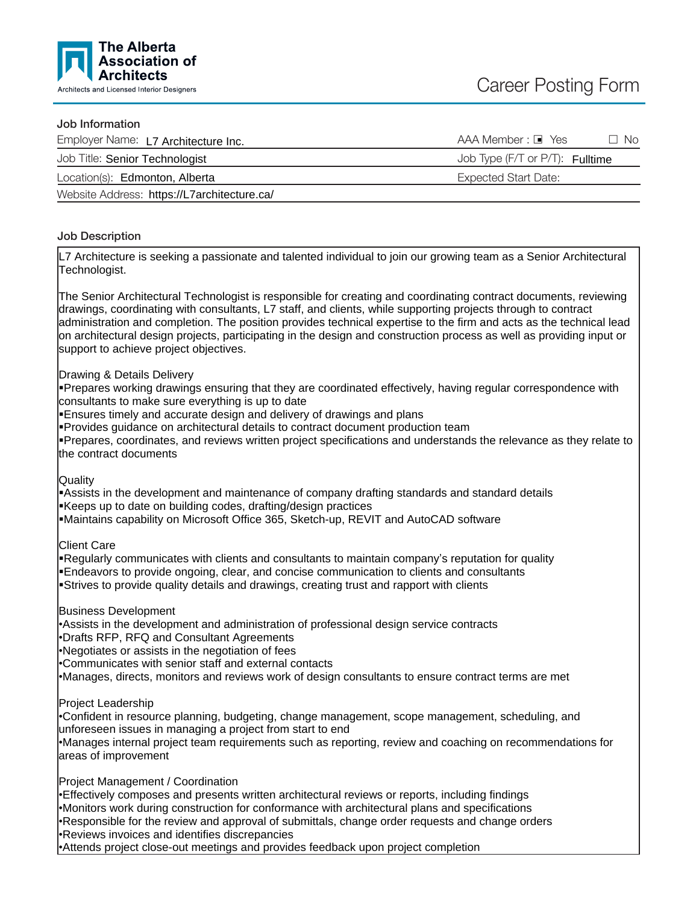**The Alberta Association of Architects**
Architects and Licensed Interior Designers

# Career Posting Form

## Job Information

| | |
|---|---|
| Employer Name: L7 Architecture Inc. | AAA Member : ■ Yes ☐ No |
| Job Title: Senior Technologist | Job Type (F/T or P/T): Fulltime |
| Location(s): Edmonton, Alberta | Expected Start Date: |
| Website Address: https://L7architecture.ca/ | |

## Job Description

L7 Architecture is seeking a passionate and talented individual to join our growing team as a Senior Architectural Technologist.

The Senior Architectural Technologist is responsible for creating and coordinating contract documents, reviewing drawings, coordinating with consultants, L7 staff, and clients, while supporting projects through to contract administration and completion. The position provides technical expertise to the firm and acts as the technical lead on architectural design projects, participating in the design and construction process as well as providing input or support to achieve project objectives.

Drawing & Details Delivery

- Prepares working drawings ensuring that they are coordinated effectively, having regular correspondence with consultants to make sure everything is up to date
- Ensures timely and accurate design and delivery of drawings and plans
- Provides guidance on architectural details to contract document production team
- Prepares, coordinates, and reviews written project specifications and understands the relevance as they relate to the contract documents

Quality

- Assists in the development and maintenance of company drafting standards and standard details
- Keeps up to date on building codes, drafting/design practices
- Maintains capability on Microsoft Office 365, Sketch-up, REVIT and AutoCAD software

Client Care

- Regularly communicates with clients and consultants to maintain company's reputation for quality
- Endeavors to provide ongoing, clear, and concise communication to clients and consultants
- Strives to provide quality details and drawings, creating trust and rapport with clients

Business Development

- Assists in the development and administration of professional design service contracts
- Drafts RFP, RFQ and Consultant Agreements
- Negotiates or assists in the negotiation of fees
- Communicates with senior staff and external contacts
- Manages, directs, monitors and reviews work of design consultants to ensure contract terms are met

Project Leadership

- Confident in resource planning, budgeting, change management, scope management, scheduling, and unforeseen issues in managing a project from start to end
- Manages internal project team requirements such as reporting, review and coaching on recommendations for areas of improvement

Project Management / Coordination

- Effectively composes and presents written architectural reviews or reports, including findings
- Monitors work during construction for conformance with architectural plans and specifications
- Responsible for the review and approval of submittals, change order requests and change orders
- Reviews invoices and identifies discrepancies
- Attends project close-out meetings and provides feedback upon project completion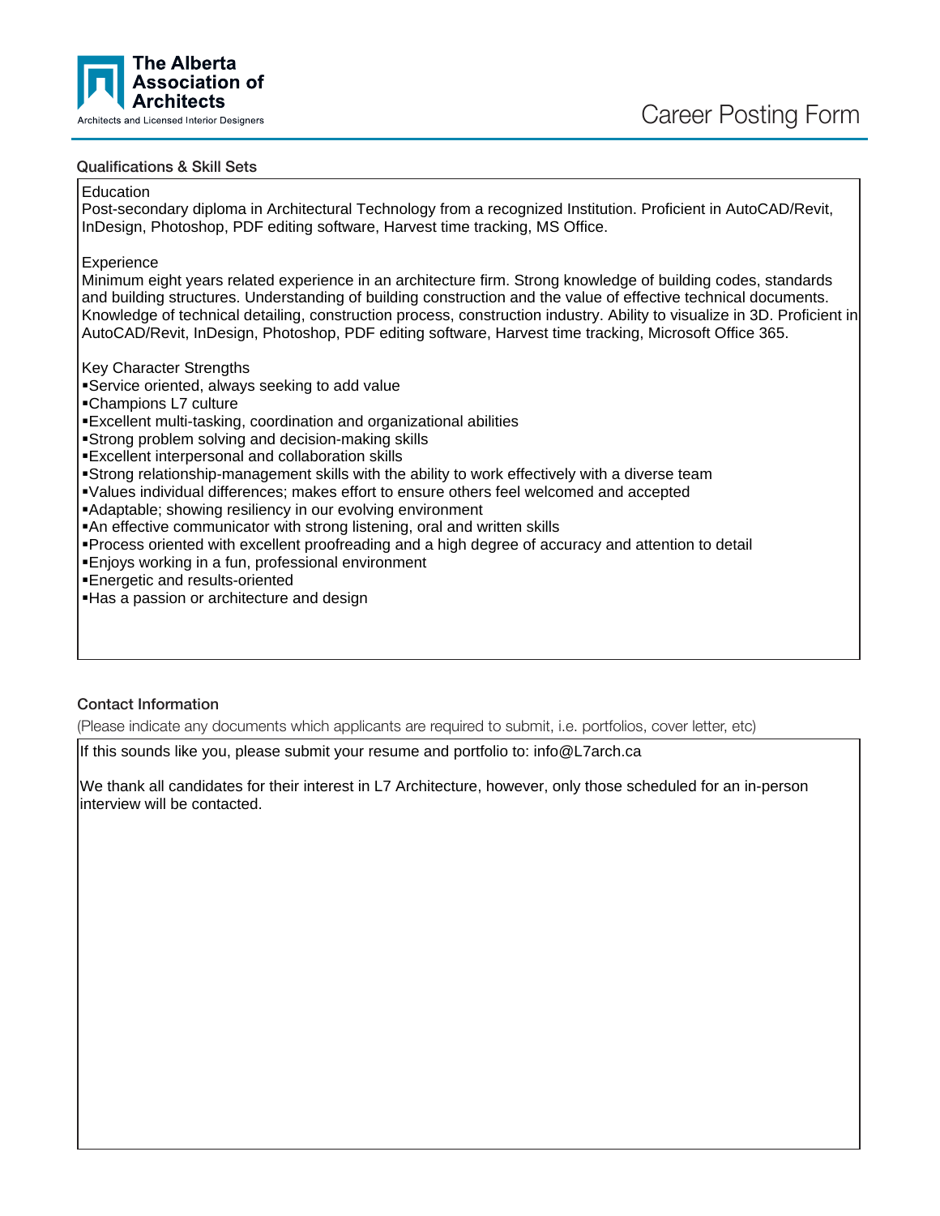## Qualifications & Skill Sets

Education
Post-secondary diploma in Architectural Technology from a recognized Institution. Proficient in AutoCAD/Revit, InDesign, Photoshop, PDF editing software, Harvest time tracking, MS Office.

Experience
Minimum eight years related experience in an architecture firm. Strong knowledge of building codes, standards and building structures. Understanding of building construction and the value of effective technical documents. Knowledge of technical detailing, construction process, construction industry. Ability to visualize in 3D. Proficient in AutoCAD/Revit, InDesign, Photoshop, PDF editing software, Harvest time tracking, Microsoft Office 365.

Key Character Strengths
- Service oriented, always seeking to add value
- Champions L7 culture
- Excellent multi-tasking, coordination and organizational abilities
- Strong problem solving and decision-making skills
- Excellent interpersonal and collaboration skills
- Strong relationship-management skills with the ability to work effectively with a diverse team
- Values individual differences; makes effort to ensure others feel welcomed and accepted
- Adaptable; showing resiliency in our evolving environment
- An effective communicator with strong listening, oral and written skills
- Process oriented with excellent proofreading and a high degree of accuracy and attention to detail
- Enjoys working in a fun, professional environment
- Energetic and results-oriented
- Has a passion or architecture and design

## Contact Information

(Please indicate any documents which applicants are required to submit, i.e. portfolios, cover letter, etc)

If this sounds like you, please submit your resume and portfolio to: info@L7arch.ca

We thank all candidates for their interest in L7 Architecture, however, only those scheduled for an in-person interview will be contacted.